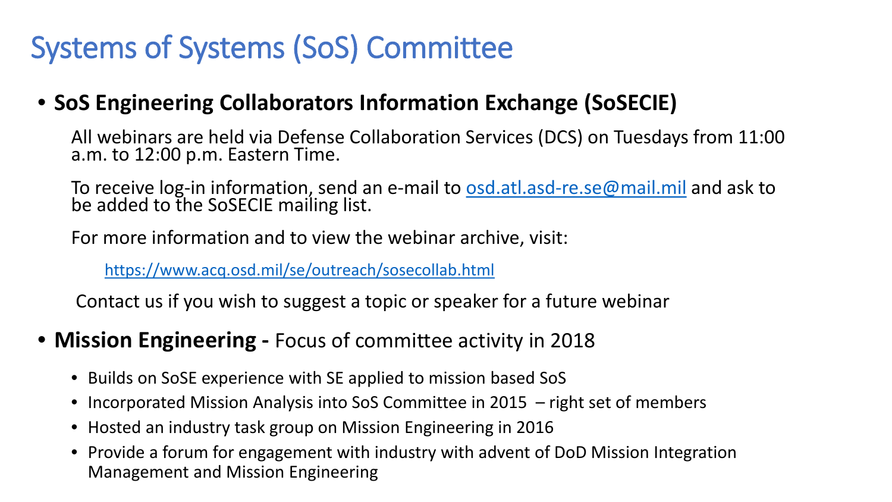# Systems of Systems (SoS) Committee

- **SoS Engineering Collaborators Information Exchange (SoSECIE)**

  All webinars are held via Defense Collaboration Services (DCS) on Tuesdays from 11:00 a.m. to 12:00 p.m. Eastern Time.

  To receive log-in information, send an e-mail to osd.atl.asd-re.se@mail.mil and ask to be added to the SoSECIE mailing list.

  For more information and to view the webinar archive, visit:

  https://www.acq.osd.mil/se/outreach/sosecollab.html

  Contact us if you wish to suggest a topic or speaker for a future webinar

- **Mission Engineering -** Focus of committee activity in 2018
  - Builds on SoSE experience with SE applied to mission based SoS
  - Incorporated Mission Analysis into SoS Committee in 2015 – right set of members
  - Hosted an industry task group on Mission Engineering in 2016
  - Provide a forum for engagement with industry with advent of DoD Mission Integration Management and Mission Engineering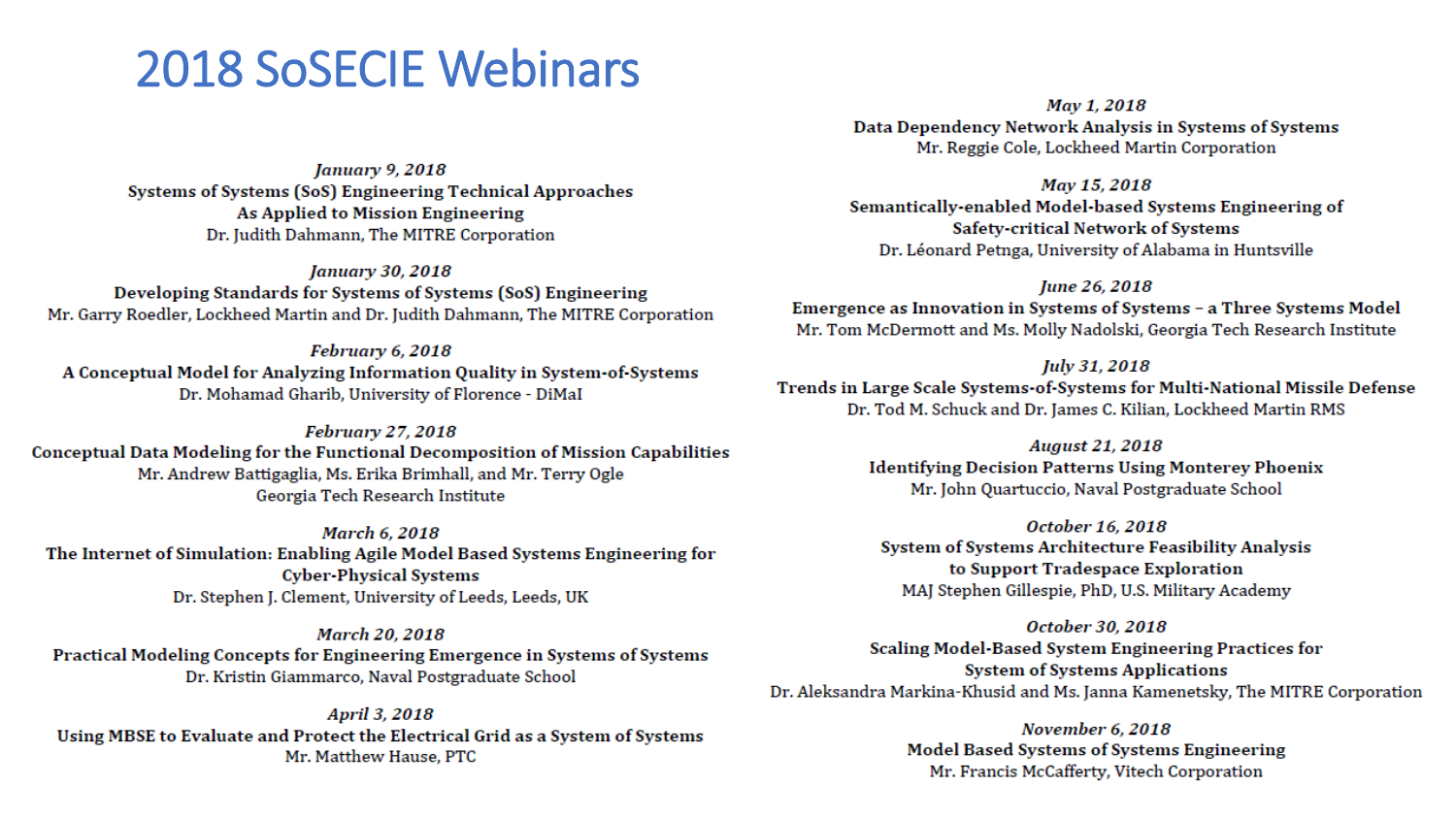# 2018 SoSECIE Webinars

*January 9, 2018*
**Systems of Systems (SoS) Engineering Technical Approaches As Applied to Mission Engineering**
Dr. Judith Dahmann, The MITRE Corporation

*January 30, 2018*
**Developing Standards for Systems of Systems (SoS) Engineering**
Mr. Garry Roedler, Lockheed Martin and Dr. Judith Dahmann, The MITRE Corporation

*February 6, 2018*
**A Conceptual Model for Analyzing Information Quality in System-of-Systems**
Dr. Mohamad Gharib, University of Florence - DiMaI

*February 27, 2018*
**Conceptual Data Modeling for the Functional Decomposition of Mission Capabilities**
Mr. Andrew Battigaglia, Ms. Erika Brimhall, and Mr. Terry Ogle
Georgia Tech Research Institute

*March 6, 2018*
**The Internet of Simulation: Enabling Agile Model Based Systems Engineering for Cyber-Physical Systems**
Dr. Stephen J. Clement, University of Leeds, Leeds, UK

*March 20, 2018*
**Practical Modeling Concepts for Engineering Emergence in Systems of Systems**
Dr. Kristin Giammarco, Naval Postgraduate School

*April 3, 2018*
**Using MBSE to Evaluate and Protect the Electrical Grid as a System of Systems**
Mr. Matthew Hause, PTC

*May 1, 2018*
**Data Dependency Network Analysis in Systems of Systems**
Mr. Reggie Cole, Lockheed Martin Corporation

*May 15, 2018*
**Semantically-enabled Model-based Systems Engineering of Safety-critical Network of Systems**
Dr. Léonard Petnga, University of Alabama in Huntsville

*June 26, 2018*
**Emergence as Innovation in Systems of Systems – a Three Systems Model**
Mr. Tom McDermott and Ms. Molly Nadolski, Georgia Tech Research Institute

*July 31, 2018*
**Trends in Large Scale Systems-of-Systems for Multi-National Missile Defense**
Dr. Tod M. Schuck and Dr. James C. Kilian, Lockheed Martin RMS

*August 21, 2018*
**Identifying Decision Patterns Using Monterey Phoenix**
Mr. John Quartuccio, Naval Postgraduate School

*October 16, 2018*
**System of Systems Architecture Feasibility Analysis to Support Tradespace Exploration**
MAJ Stephen Gillespie, PhD, U.S. Military Academy

*October 30, 2018*
**Scaling Model-Based System Engineering Practices for System of Systems Applications**
Dr. Aleksandra Markina-Khusid and Ms. Janna Kamenetsky, The MITRE Corporation

*November 6, 2018*
**Model Based Systems of Systems Engineering**
Mr. Francis McCafferty, Vitech Corporation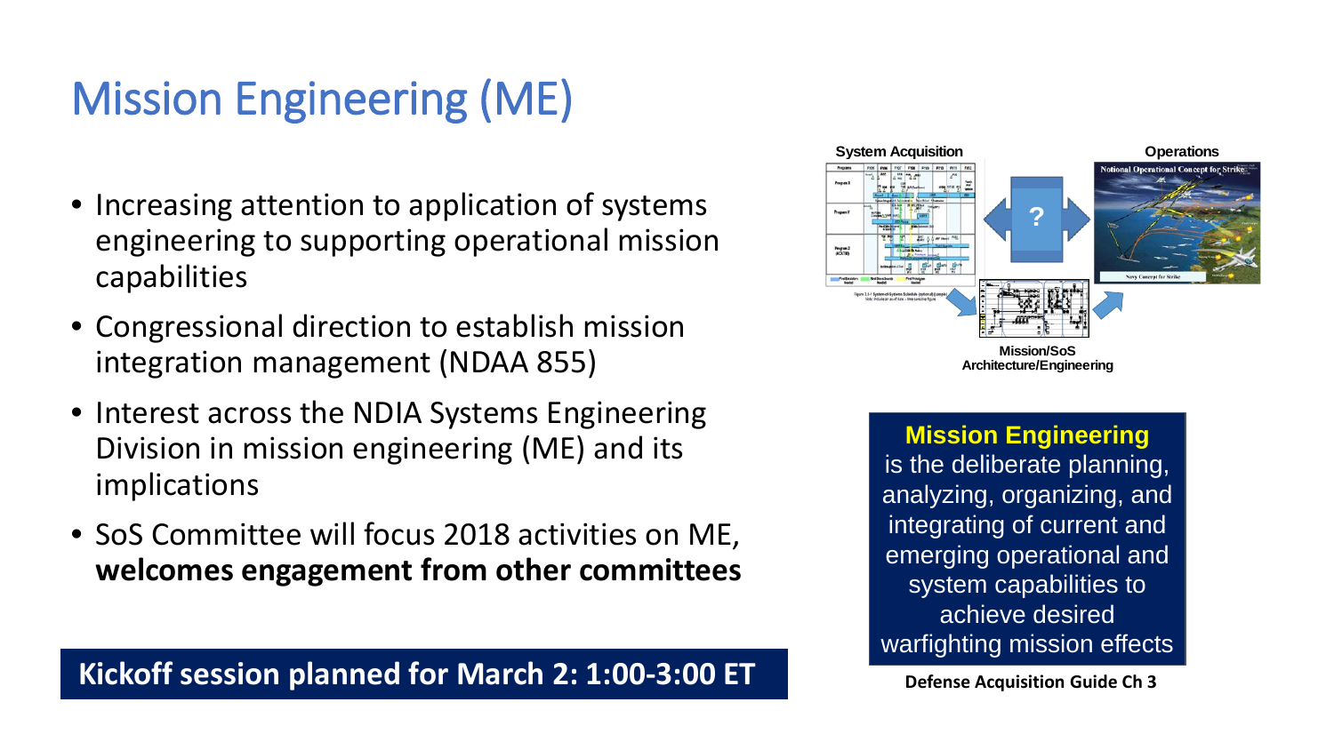# Mission Engineering (ME)

- Increasing attention to application of systems engineering to supporting operational mission capabilities
- Congressional direction to establish mission integration management (NDAA 855)
- Interest across the NDIA Systems Engineering Division in mission engineering (ME) and its implications
- SoS Committee will focus 2018 activities on ME, **welcomes engagement from other committees**

**Kickoff session planned for March 2: 1:00-3:00 ET**

System Acquisition

Operations

Mission/SoS Architecture/Engineering

**Mission Engineering** is the deliberate planning, analyzing, organizing, and integrating of current and emerging operational and system capabilities to achieve desired warfighting mission effects

**Defense Acquisition Guide Ch 3**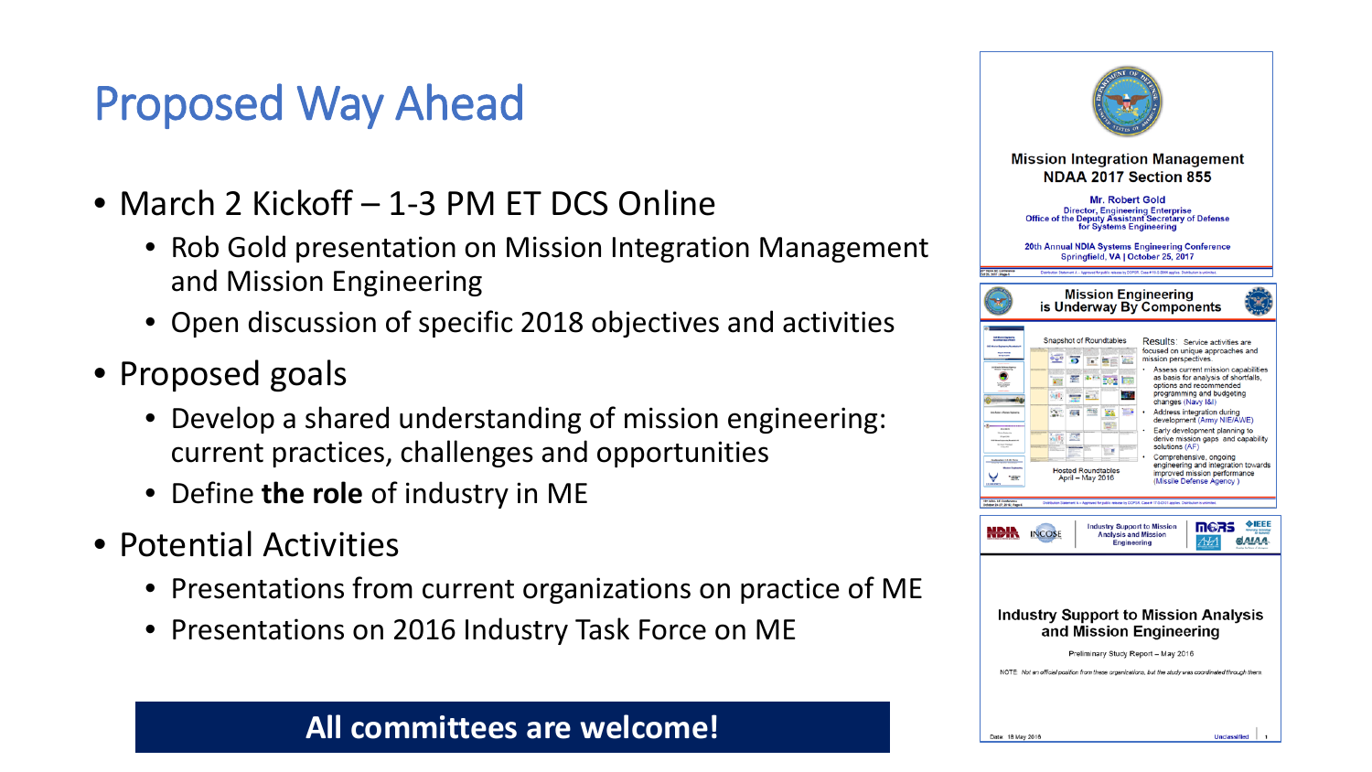# Proposed Way Ahead

- March 2 Kickoff – 1-3 PM ET DCS Online
  - Rob Gold presentation on Mission Integration Management and Mission Engineering
  - Open discussion of specific 2018 objectives and activities
- Proposed goals
  - Develop a shared understanding of mission engineering: current practices, challenges and opportunities
  - Define **the role** of industry in ME
- Potential Activities
  - Presentations from current organizations on practice of ME
  - Presentations on 2016 Industry Task Force on ME

**All committees are welcome!**

Mission Integration Management
NDAA 2017 Section 855

Mr. Robert Gold
Director, Engineering Enterprise
Office of the Deputy Assistant Secretary of Defense for Systems Engineering

20th Annual NDIA Systems Engineering Conference
Springfield, VA | October 25, 2017

Mission Engineering is Underway By Components

Snapshot of Roundtables

Hosted Roundtables April – May 2016

Results: Service activities are focused on unique approaches and mission perspectives.

- Assess current mission capabilities as basis for analysis of shortfalls, options and recommended programming and budgeting changes (Navy I&I)
- Address integration during development (Army NIE/AWE)
- Early development planning to derive mission gaps and capability solutions (AF)
- Comprehensive, ongoing engineering and integration towards improved mission performance (Missile Defense Agency)

Industry Support to Mission Analysis and Mission Engineering

Industry Support to Mission Analysis and Mission Engineering

Preliminary Study Report – May 2016

NOTE: Not an official position from these organizations, but the study was coordinated through them

Date: 18 May 2016

Unclassified